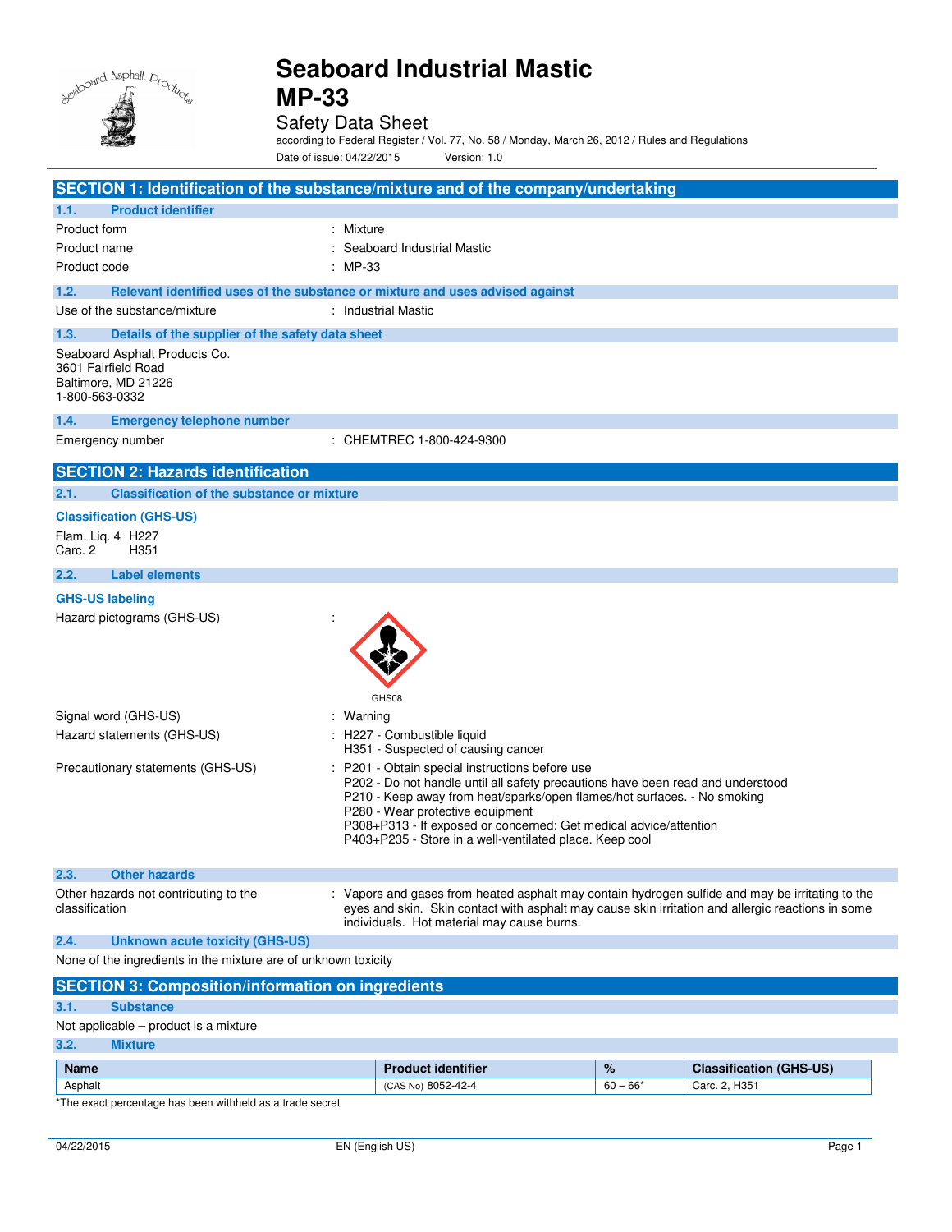# Seaboard Industrial Mastic MP-33

Safety Data Sheet

according to Federal Register / Vol. 77, No. 58 / Monday, March 26, 2012 / Rules and Regulations

Date of issue: 04/22/2015 Version: 1.0

## SECTION 1: Identification of the substance/mixture and of the company/undertaking

### 1.1. Product identifier

Product form : Mixture

Product name : Seaboard Industrial Mastic

Product code : MP-33

### 1.2. Relevant identified uses of the substance or mixture and uses advised against

Use of the substance/mixture : Industrial Mastic

### 1.3. Details of the supplier of the safety data sheet

Seaboard Asphalt Products Co.
3601 Fairfield Road
Baltimore, MD 21226
1-800-563-0332

### 1.4. Emergency telephone number

Emergency number : CHEMTREC 1-800-424-9300

## SECTION 2: Hazards identification

### 2.1. Classification of the substance or mixture

**Classification (GHS-US)**

Flam. Liq. 4 H227
Carc. 2 H351

### 2.2. Label elements

**GHS-US labeling**

Hazard pictograms (GHS-US) :

GHS08

Signal word (GHS-US) : Warning

Hazard statements (GHS-US) :
H227 - Combustible liquid
H351 - Suspected of causing cancer

Precautionary statements (GHS-US) :
P201 - Obtain special instructions before use
P202 - Do not handle until all safety precautions have been read and understood
P210 - Keep away from heat/sparks/open flames/hot surfaces. - No smoking
P280 - Wear protective equipment
P308+P313 - If exposed or concerned: Get medical advice/attention
P403+P235 - Store in a well-ventilated place. Keep cool

### 2.3. Other hazards

Other hazards not contributing to the classification : Vapors and gases from heated asphalt may contain hydrogen sulfide and may be irritating to the eyes and skin. Skin contact with asphalt may cause skin irritation and allergic reactions in some individuals. Hot material may cause burns.

### 2.4. Unknown acute toxicity (GHS-US)

None of the ingredients in the mixture are of unknown toxicity

## SECTION 3: Composition/information on ingredients

### 3.1. Substance

Not applicable – product is a mixture

### 3.2. Mixture

| Name | Product identifier | % | Classification (GHS-US) |
|---|---|---|---|
| Asphalt | (CAS No) 8052-42-4 | 60 – 66* | Carc. 2, H351 |

*The exact percentage has been withheld as a trade secret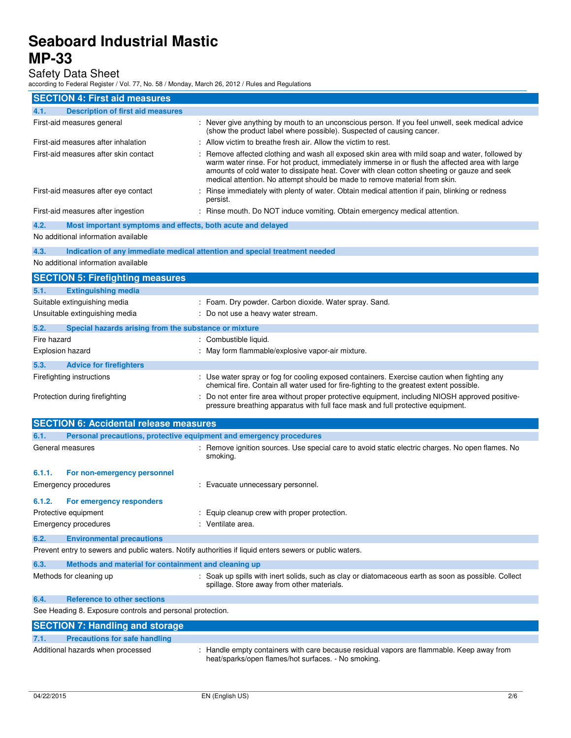## SECTION 4: First aid measures

### 4.1. Description of first aid measures

| | |
|---|---|
| First-aid measures general | : Never give anything by mouth to an unconscious person. If you feel unwell, seek medical advice (show the product label where possible). Suspected of causing cancer. |
| First-aid measures after inhalation | : Allow victim to breathe fresh air. Allow the victim to rest. |
| First-aid measures after skin contact | : Remove affected clothing and wash all exposed skin area with mild soap and water, followed by warm water rinse. For hot product, immediately immerse in or flush the affected area with large amounts of cold water to dissipate heat. Cover with clean cotton sheeting or gauze and seek medical attention. No attempt should be made to remove material from skin. |
| First-aid measures after eye contact | : Rinse immediately with plenty of water. Obtain medical attention if pain, blinking or redness persist. |
| First-aid measures after ingestion | : Rinse mouth. Do NOT induce vomiting. Obtain emergency medical attention. |

### 4.2. Most important symptoms and effects, both acute and delayed

No additional information available

### 4.3. Indication of any immediate medical attention and special treatment needed

No additional information available

## SECTION 5: Firefighting measures

### 5.1. Extinguishing media

| | |
|---|---|
| Suitable extinguishing media | : Foam. Dry powder. Carbon dioxide. Water spray. Sand. |
| Unsuitable extinguishing media | : Do not use a heavy water stream. |

### 5.2. Special hazards arising from the substance or mixture

| | |
|---|---|
| Fire hazard | : Combustible liquid. |
| Explosion hazard | : May form flammable/explosive vapor-air mixture. |

### 5.3. Advice for firefighters

| | |
|---|---|
| Firefighting instructions | : Use water spray or fog for cooling exposed containers. Exercise caution when fighting any chemical fire. Contain all water used for fire-fighting to the greatest extent possible. |
| Protection during firefighting | : Do not enter fire area without proper protective equipment, including NIOSH approved positive-pressure breathing apparatus with full face mask and full protective equipment. |

## SECTION 6: Accidental release measures

### 6.1. Personal precautions, protective equipment and emergency procedures

| | |
|---|---|
| General measures | : Remove ignition sources. Use special care to avoid static electric charges. No open flames. No smoking. |

#### 6.1.1. For non-emergency personnel

| | |
|---|---|
| Emergency procedures | : Evacuate unnecessary personnel. |

#### 6.1.2. For emergency responders

| | |
|---|---|
| Protective equipment | : Equip cleanup crew with proper protection. |
| Emergency procedures | : Ventilate area. |

### 6.2. Environmental precautions

Prevent entry to sewers and public waters. Notify authorities if liquid enters sewers or public waters.

### 6.3. Methods and material for containment and cleaning up

| | |
|---|---|
| Methods for cleaning up | : Soak up spills with inert solids, such as clay or diatomaceous earth as soon as possible. Collect spillage. Store away from other materials. |

### 6.4. Reference to other sections

See Heading 8. Exposure controls and personal protection.

## SECTION 7: Handling and storage

### 7.1. Precautions for safe handling

| | |
|---|---|
| Additional hazards when processed | : Handle empty containers with care because residual vapors are flammable. Keep away from heat/sparks/open flames/hot surfaces. - No smoking. |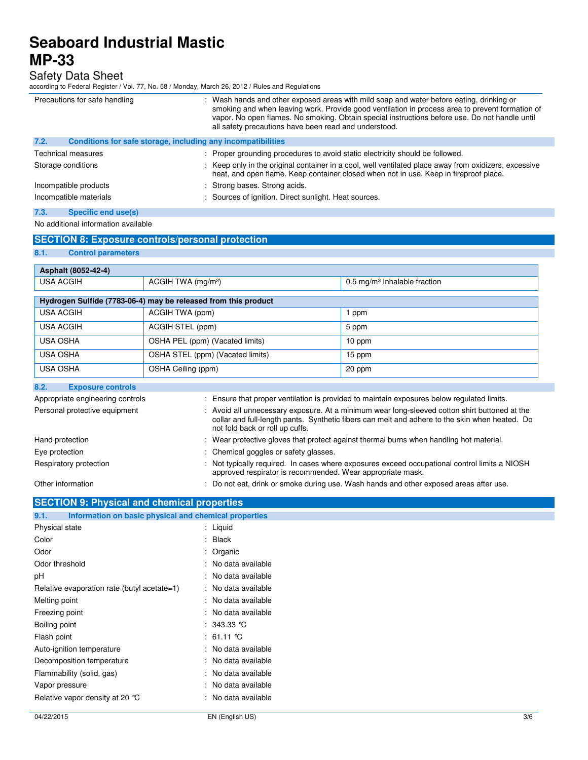| | |
|---|---|
| Precautions for safe handling | : Wash hands and other exposed areas with mild soap and water before eating, drinking or smoking and when leaving work. Provide good ventilation in process area to prevent formation of vapor. No open flames. No smoking. Obtain special instructions before use. Do not handle until all safety precautions have been read and understood. |

### 7.2. Conditions for safe storage, including any incompatibilities

| | |
|---|---|
| Technical measures | : Proper grounding procedures to avoid static electricity should be followed. |
| Storage conditions | : Keep only in the original container in a cool, well ventilated place away from oxidizers, excessive heat, and open flame. Keep container closed when not in use. Keep in fireproof place. |
| Incompatible products | : Strong bases. Strong acids. |
| Incompatible materials | : Sources of ignition. Direct sunlight. Heat sources. |

### 7.3. Specific end use(s)

No additional information available

## SECTION 8: Exposure controls/personal protection

### 8.1. Control parameters

| **Asphalt (8052-42-4)** | | |
|---|---|---|
| USA ACGIH | ACGIH TWA (mg/m³) | 0.5 mg/m³ Inhalable fraction |

| **Hydrogen Sulfide (7783-06-4) may be released from this product** | | |
|---|---|---|
| USA ACGIH | ACGIH TWA (ppm) | 1 ppm |
| USA ACGIH | ACGIH STEL (ppm) | 5 ppm |
| USA OSHA | OSHA PEL (ppm) (Vacated limits) | 10 ppm |
| USA OSHA | OSHA STEL (ppm) (Vacated limits) | 15 ppm |
| USA OSHA | OSHA Ceiling (ppm) | 20 ppm |

### 8.2. Exposure controls

| | |
|---|---|
| Appropriate engineering controls | : Ensure that proper ventilation is provided to maintain exposures below regulated limits. |
| Personal protective equipment | : Avoid all unnecessary exposure. At a minimum wear long-sleeved cotton shirt buttoned at the collar and full-length pants. Synthetic fibers can melt and adhere to the skin when heated. Do not fold back or roll up cuffs. |
| Hand protection | : Wear protective gloves that protect against thermal burns when handling hot material. |
| Eye protection | : Chemical goggles or safety glasses. |
| Respiratory protection | : Not typically required. In cases where exposures exceed occupational control limits a NIOSH approved respirator is recommended. Wear appropriate mask. |
| Other information | : Do not eat, drink or smoke during use. Wash hands and other exposed areas after use. |

## SECTION 9: Physical and chemical properties

### 9.1. Information on basic physical and chemical properties

| | |
|---|---|
| Physical state | : Liquid |
| Color | : Black |
| Odor | : Organic |
| Odor threshold | : No data available |
| pH | : No data available |
| Relative evaporation rate (butyl acetate=1) | : No data available |
| Melting point | : No data available |
| Freezing point | : No data available |
| Boiling point | : 343.33 °C |
| Flash point | : 61.11 °C |
| Auto-ignition temperature | : No data available |
| Decomposition temperature | : No data available |
| Flammability (solid, gas) | : No data available |
| Vapor pressure | : No data available |
| Relative vapor density at 20 °C | : No data available |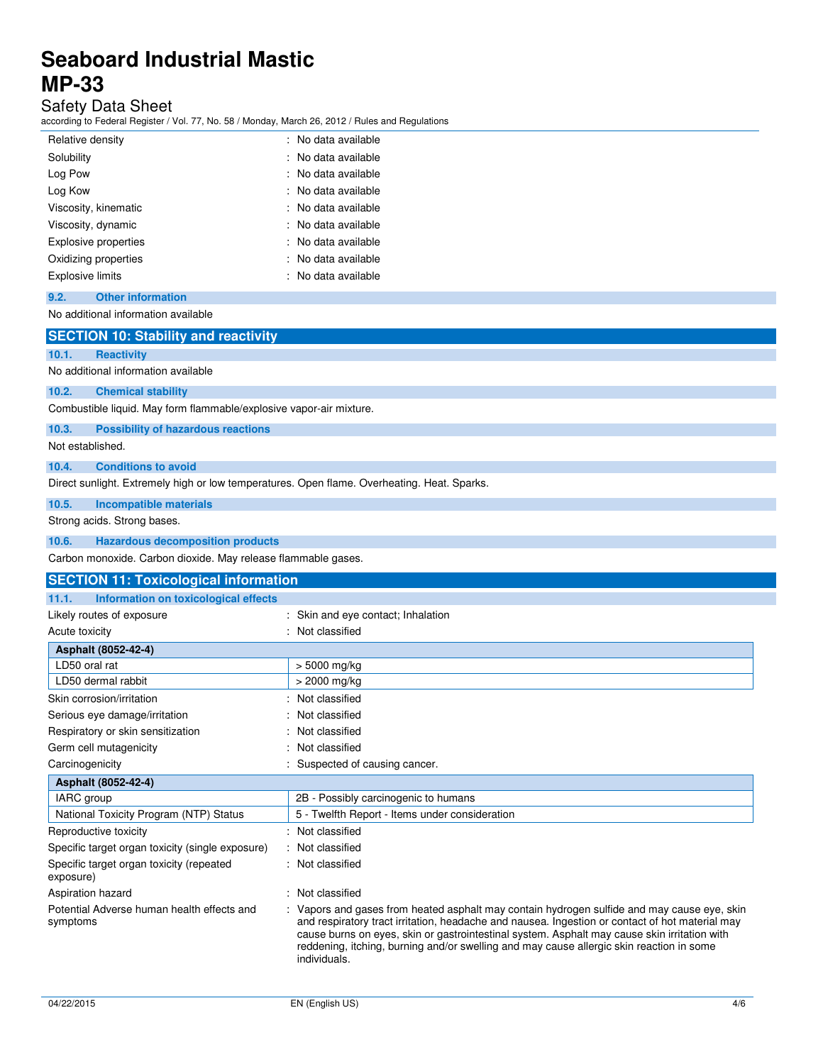| | |
|---|---|
| Relative density | : No data available |
| Solubility | : No data available |
| Log Pow | : No data available |
| Log Kow | : No data available |
| Viscosity, kinematic | : No data available |
| Viscosity, dynamic | : No data available |
| Explosive properties | : No data available |
| Oxidizing properties | : No data available |
| Explosive limits | : No data available |

### 9.2. Other information

No additional information available

## SECTION 10: Stability and reactivity

### 10.1. Reactivity

No additional information available

### 10.2. Chemical stability

Combustible liquid. May form flammable/explosive vapor-air mixture.

### 10.3. Possibility of hazardous reactions

Not established.

### 10.4. Conditions to avoid

Direct sunlight. Extremely high or low temperatures. Open flame. Overheating. Heat. Sparks.

### 10.5. Incompatible materials

Strong acids. Strong bases.

### 10.6. Hazardous decomposition products

Carbon monoxide. Carbon dioxide. May release flammable gases.

## SECTION 11: Toxicological information

### 11.1. Information on toxicological effects

Likely routes of exposure : Skin and eye contact; Inhalation

Acute toxicity : Not classified

| Asphalt (8052-42-4) | |
|---|---|
| LD50 oral rat | > 5000 mg/kg |
| LD50 dermal rabbit | > 2000 mg/kg |

| | |
|---|---|
| Skin corrosion/irritation | : Not classified |
| Serious eye damage/irritation | : Not classified |
| Respiratory or skin sensitization | : Not classified |
| Germ cell mutagenicity | : Not classified |
| Carcinogenicity | : Suspected of causing cancer. |

| Asphalt (8052-42-4) | |
|---|---|
| IARC group | 2B - Possibly carcinogenic to humans |
| National Toxicity Program (NTP) Status | 5 - Twelfth Report - Items under consideration |

| | |
|---|---|
| Reproductive toxicity | : Not classified |
| Specific target organ toxicity (single exposure) | : Not classified |
| Specific target organ toxicity (repeated exposure) | : Not classified |
| Aspiration hazard | : Not classified |
| Potential Adverse human health effects and symptoms | : Vapors and gases from heated asphalt may contain hydrogen sulfide and may cause eye, skin and respiratory tract irritation, headache and nausea. Ingestion or contact of hot material may cause burns on eyes, skin or gastrointestinal system. Asphalt may cause skin irritation with reddening, itching, burning and/or swelling and may cause allergic skin reaction in some individuals. |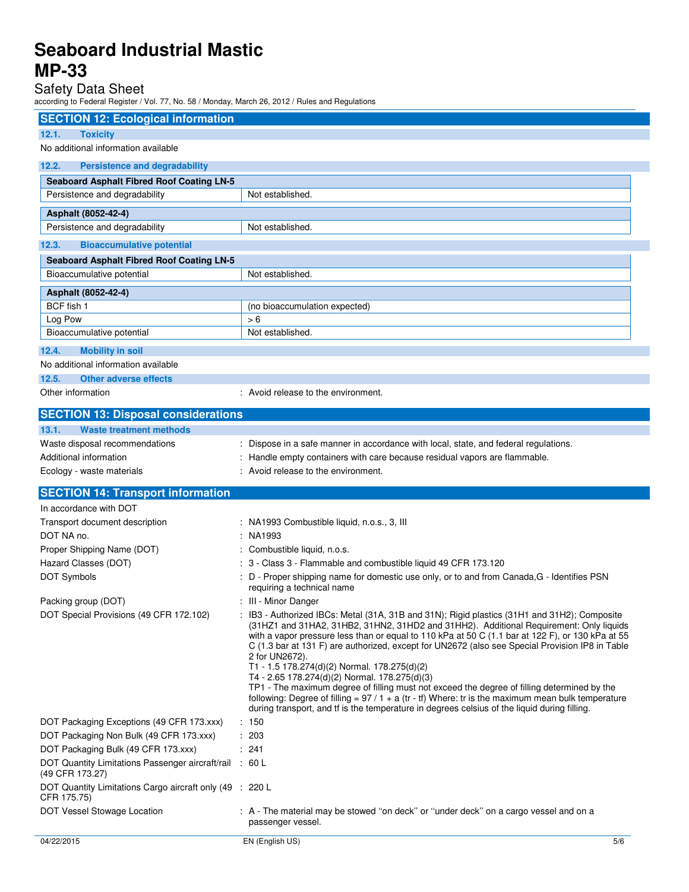## SECTION 12: Ecological information

### 12.1. Toxicity

No additional information available

### 12.2. Persistence and degradability

| Seaboard Asphalt Fibred Roof Coating LN-5 | |
|---|---|
| Persistence and degradability | Not established. |

| Asphalt (8052-42-4) | |
|---|---|
| Persistence and degradability | Not established. |

### 12.3. Bioaccumulative potential

| Seaboard Asphalt Fibred Roof Coating LN-5 | |
|---|---|
| Bioaccumulative potential | Not established. |

| Asphalt (8052-42-4) | |
|---|---|
| BCF fish 1 | (no bioaccumulation expected) |
| Log Pow | > 6 |
| Bioaccumulative potential | Not established. |

### 12.4. Mobility in soil

No additional information available

### 12.5. Other adverse effects

Other information : Avoid release to the environment.

## SECTION 13: Disposal considerations

### 13.1. Waste treatment methods

Waste disposal recommendations : Dispose in a safe manner in accordance with local, state, and federal regulations.

Additional information : Handle empty containers with care because residual vapors are flammable.

Ecology - waste materials : Avoid release to the environment.

## SECTION 14: Transport information

In accordance with DOT

Transport document description : NA1993 Combustible liquid, n.o.s., 3, III

DOT NA no. : NA1993

Proper Shipping Name (DOT) : Combustible liquid, n.o.s.

Hazard Classes (DOT) : 3 - Class 3 - Flammable and combustible liquid 49 CFR 173.120

DOT Symbols : D - Proper shipping name for domestic use only, or to and from Canada,G - Identifies PSN requiring a technical name

Packing group (DOT) : III - Minor Danger

DOT Special Provisions (49 CFR 172.102) : IB3 - Authorized IBCs: Metal (31A, 31B and 31N); Rigid plastics (31H1 and 31H2); Composite (31HZ1 and 31HA2, 31HB2, 31HN2, 31HD2 and 31HH2). Additional Requirement: Only liquids with a vapor pressure less than or equal to 110 kPa at 50 C (1.1 bar at 122 F), or 130 kPa at 55 C (1.3 bar at 131 F) are authorized, except for UN2672 (also see Special Provision IP8 in Table 2 for UN2672).
T1 - 1.5 178.274(d)(2) Normal. 178.275(d)(2)
T4 - 2.65 178.274(d)(2) Normal. 178.275(d)(3)
TP1 - The maximum degree of filling must not exceed the degree of filling determined by the following: Degree of filling = 97 / 1 + a (tr - tf) Where: tr is the maximum mean bulk temperature during transport, and tf is the temperature in degrees celsius of the liquid during filling.

DOT Packaging Exceptions (49 CFR 173.xxx) : 150

DOT Packaging Non Bulk (49 CFR 173.xxx) : 203

DOT Packaging Bulk (49 CFR 173.xxx) : 241

DOT Quantity Limitations Passenger aircraft/rail (49 CFR 173.27) : 60 L

DOT Quantity Limitations Cargo aircraft only (49 CFR 175.75) : 220 L

DOT Vessel Stowage Location : A - The material may be stowed "on deck" or "under deck" on a cargo vessel and on a passenger vessel.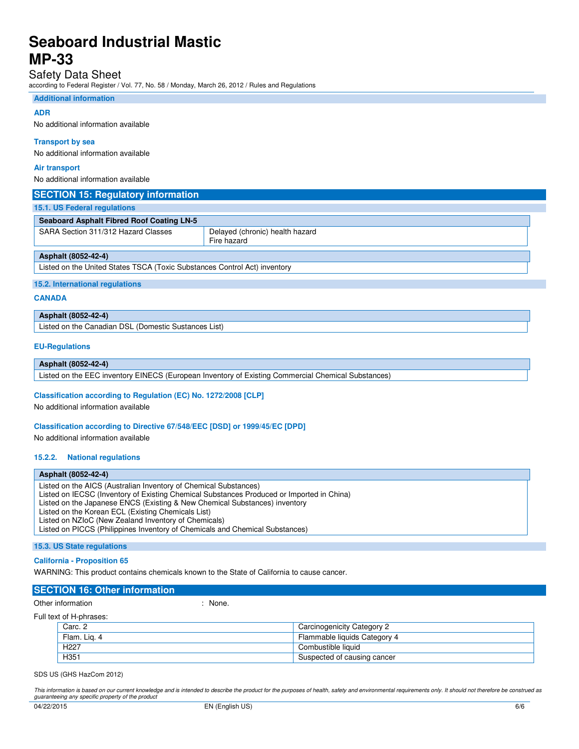### Additional information

**ADR**

No additional information available

**Transport by sea**

No additional information available

**Air transport**

No additional information available

## SECTION 15: Regulatory information

### 15.1. US Federal regulations

| Seaboard Asphalt Fibred Roof Coating LN-5 | |
|---|---|
| SARA Section 311/312 Hazard Classes | Delayed (chronic) health hazard<br>Fire hazard |

| Asphalt (8052-42-4) |
|---|
| Listed on the United States TSCA (Toxic Substances Control Act) inventory |

### 15.2. International regulations

**CANADA**

| Asphalt (8052-42-4) |
|---|
| Listed on the Canadian DSL (Domestic Substances List) |

**EU-Regulations**

| Asphalt (8052-42-4) |
|---|
| Listed on the EEC inventory EINECS (European Inventory of Existing Commercial Chemical Substances) |

**Classification according to Regulation (EC) No. 1272/2008 [CLP]**

No additional information available

**Classification according to Directive 67/548/EEC [DSD] or 1999/45/EC [DPD]**

No additional information available

#### 15.2.2. National regulations

| Asphalt (8052-42-4) |
|---|
| Listed on the AICS (Australian Inventory of Chemical Substances)<br>Listed on IECSC (Inventory of Existing Chemical Substances Produced or Imported in China)<br>Listed on the Japanese ENCS (Existing & New Chemical Substances) inventory<br>Listed on the Korean ECL (Existing Chemicals List)<br>Listed on NZIoC (New Zealand Inventory of Chemicals)<br>Listed on PICCS (Philippines Inventory of Chemicals and Chemical Substances) |

### 15.3. US State regulations

**California - Proposition 65**

WARNING: This product contains chemicals known to the State of California to cause cancer.

## SECTION 16: Other information

Other information : None.

Full text of H-phrases:

| | |
|---|---|
| Carc. 2 | Carcinogenicity Category 2 |
| Flam. Liq. 4 | Flammable liquids Category 4 |
| H227 | Combustible liquid |
| H351 | Suspected of causing cancer |

SDS US (GHS HazCom 2012)

*This information is based on our current knowledge and is intended to describe the product for the purposes of health, safety and environmental requirements only. It should not therefore be construed as guaranteeing any specific property of the product*